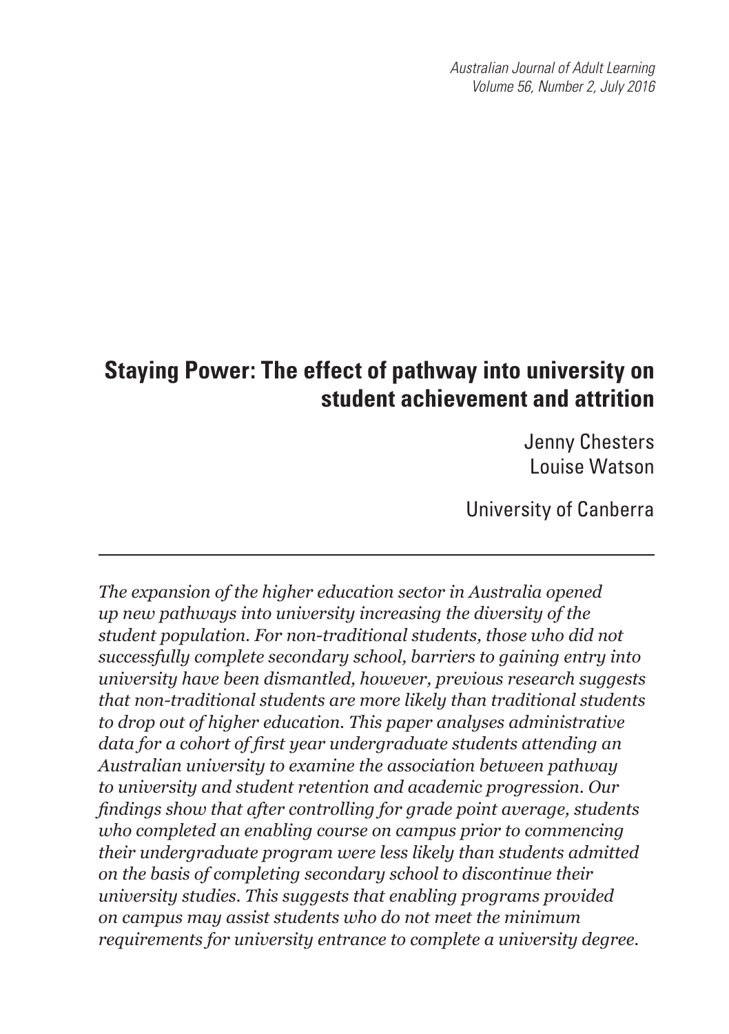# Staying Power: The effect of pathway into university on student achievement and attrition

Jenny Chesters
Louise Watson

University of Canberra

---

*The expansion of the higher education sector in Australia opened up new pathways into university increasing the diversity of the student population. For non-traditional students, those who did not successfully complete secondary school, barriers to gaining entry into university have been dismantled, however, previous research suggests that non-traditional students are more likely than traditional students to drop out of higher education. This paper analyses administrative data for a cohort of first year undergraduate students attending an Australian university to examine the association between pathway to university and student retention and academic progression. Our findings show that after controlling for grade point average, students who completed an enabling course on campus prior to commencing their undergraduate program were less likely than students admitted on the basis of completing secondary school to discontinue their university studies. This suggests that enabling programs provided on campus may assist students who do not meet the minimum requirements for university entrance to complete a university degree.*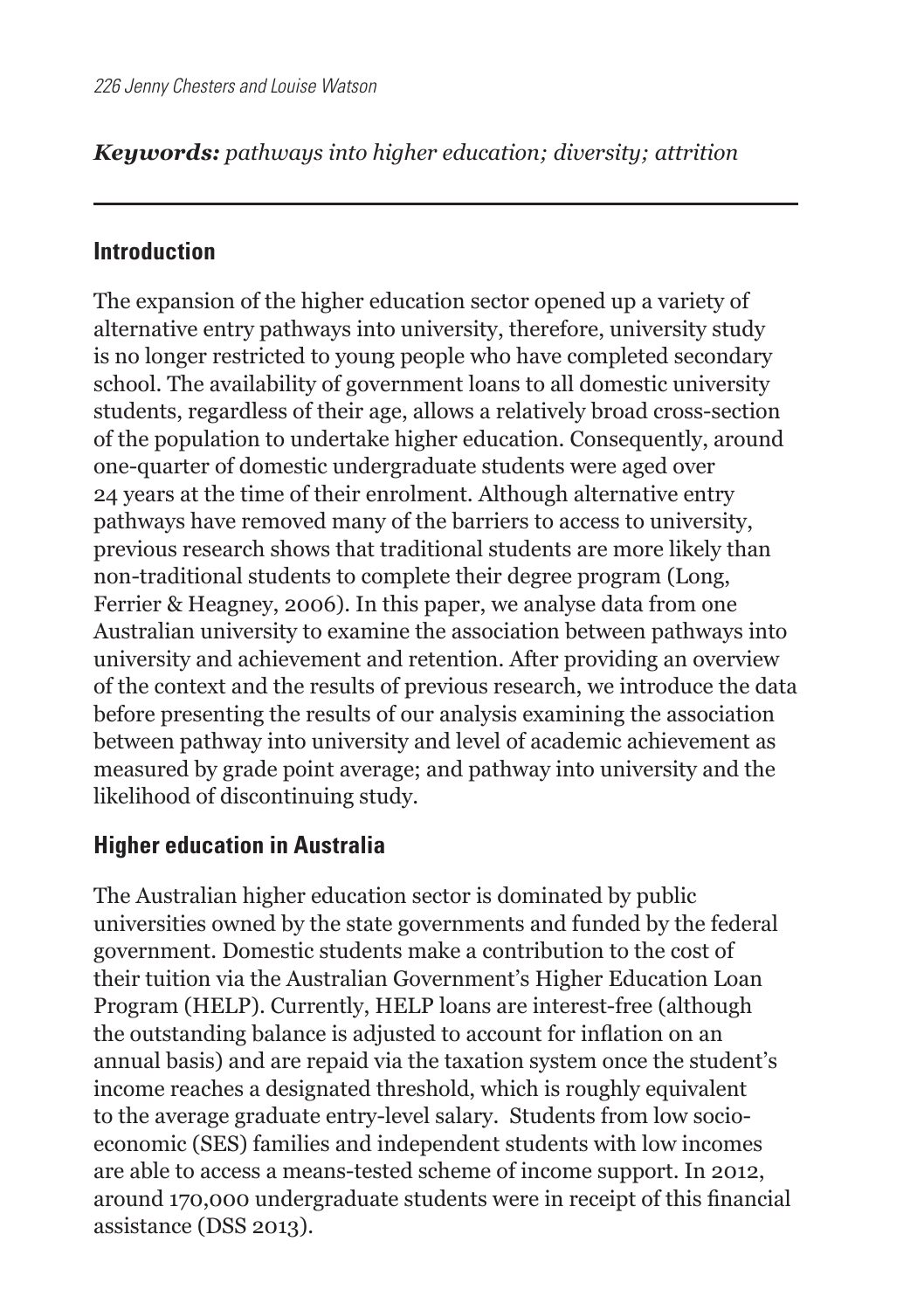***Keywords:*** *pathways into higher education; diversity; attrition*

## Introduction

The expansion of the higher education sector opened up a variety of alternative entry pathways into university, therefore, university study is no longer restricted to young people who have completed secondary school. The availability of government loans to all domestic university students, regardless of their age, allows a relatively broad cross-section of the population to undertake higher education. Consequently, around one-quarter of domestic undergraduate students were aged over 24 years at the time of their enrolment. Although alternative entry pathways have removed many of the barriers to access to university, previous research shows that traditional students are more likely than non-traditional students to complete their degree program (Long, Ferrier & Heagney, 2006). In this paper, we analyse data from one Australian university to examine the association between pathways into university and achievement and retention. After providing an overview of the context and the results of previous research, we introduce the data before presenting the results of our analysis examining the association between pathway into university and level of academic achievement as measured by grade point average; and pathway into university and the likelihood of discontinuing study.

## Higher education in Australia

The Australian higher education sector is dominated by public universities owned by the state governments and funded by the federal government. Domestic students make a contribution to the cost of their tuition via the Australian Government's Higher Education Loan Program (HELP). Currently, HELP loans are interest-free (although the outstanding balance is adjusted to account for inflation on an annual basis) and are repaid via the taxation system once the student's income reaches a designated threshold, which is roughly equivalent to the average graduate entry-level salary. Students from low socio-economic (SES) families and independent students with low incomes are able to access a means-tested scheme of income support. In 2012, around 170,000 undergraduate students were in receipt of this financial assistance (DSS 2013).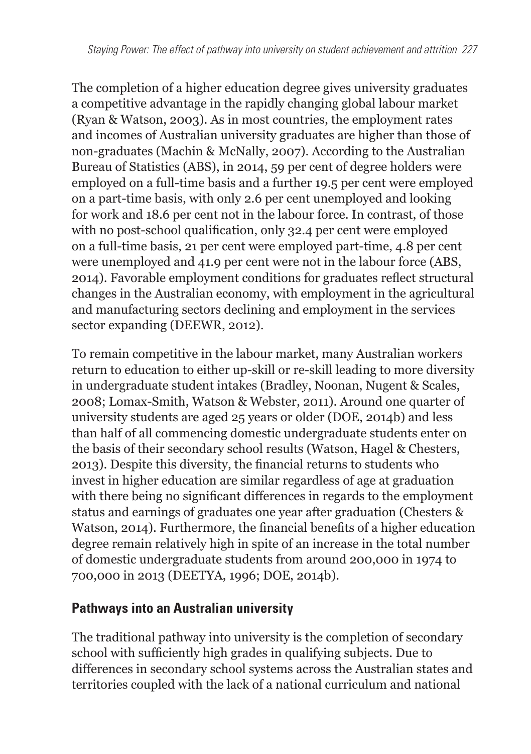The completion of a higher education degree gives university graduates a competitive advantage in the rapidly changing global labour market (Ryan & Watson, 2003). As in most countries, the employment rates and incomes of Australian university graduates are higher than those of non-graduates (Machin & McNally, 2007). According to the Australian Bureau of Statistics (ABS), in 2014, 59 per cent of degree holders were employed on a full-time basis and a further 19.5 per cent were employed on a part-time basis, with only 2.6 per cent unemployed and looking for work and 18.6 per cent not in the labour force. In contrast, of those with no post-school qualification, only 32.4 per cent were employed on a full-time basis, 21 per cent were employed part-time, 4.8 per cent were unemployed and 41.9 per cent were not in the labour force (ABS, 2014). Favorable employment conditions for graduates reflect structural changes in the Australian economy, with employment in the agricultural and manufacturing sectors declining and employment in the services sector expanding (DEEWR, 2012).

To remain competitive in the labour market, many Australian workers return to education to either up-skill or re-skill leading to more diversity in undergraduate student intakes (Bradley, Noonan, Nugent & Scales, 2008; Lomax-Smith, Watson & Webster, 2011). Around one quarter of university students are aged 25 years or older (DOE, 2014b) and less than half of all commencing domestic undergraduate students enter on the basis of their secondary school results (Watson, Hagel & Chesters, 2013). Despite this diversity, the financial returns to students who invest in higher education are similar regardless of age at graduation with there being no significant differences in regards to the employment status and earnings of graduates one year after graduation (Chesters & Watson, 2014). Furthermore, the financial benefits of a higher education degree remain relatively high in spite of an increase in the total number of domestic undergraduate students from around 200,000 in 1974 to 700,000 in 2013 (DEETYA, 1996; DOE, 2014b).

## Pathways into an Australian university

The traditional pathway into university is the completion of secondary school with sufficiently high grades in qualifying subjects. Due to differences in secondary school systems across the Australian states and territories coupled with the lack of a national curriculum and national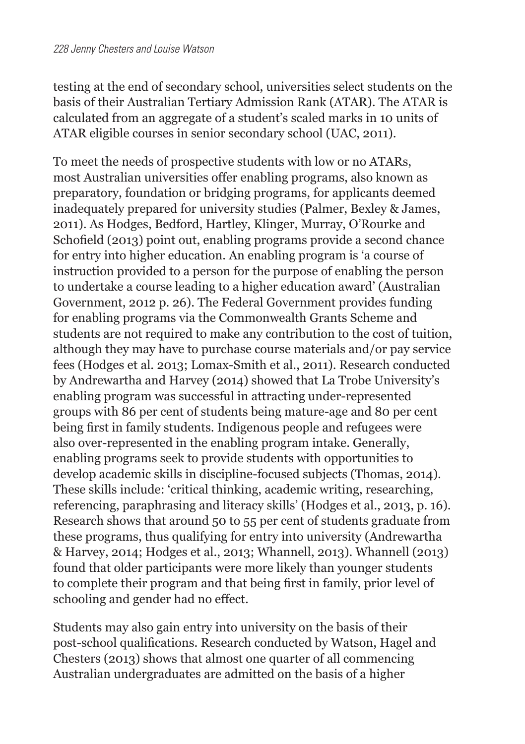testing at the end of secondary school, universities select students on the basis of their Australian Tertiary Admission Rank (ATAR). The ATAR is calculated from an aggregate of a student's scaled marks in 10 units of ATAR eligible courses in senior secondary school (UAC, 2011).

To meet the needs of prospective students with low or no ATARs, most Australian universities offer enabling programs, also known as preparatory, foundation or bridging programs, for applicants deemed inadequately prepared for university studies (Palmer, Bexley & James, 2011). As Hodges, Bedford, Hartley, Klinger, Murray, O'Rourke and Schofield (2013) point out, enabling programs provide a second chance for entry into higher education. An enabling program is 'a course of instruction provided to a person for the purpose of enabling the person to undertake a course leading to a higher education award' (Australian Government, 2012 p. 26). The Federal Government provides funding for enabling programs via the Commonwealth Grants Scheme and students are not required to make any contribution to the cost of tuition, although they may have to purchase course materials and/or pay service fees (Hodges et al. 2013; Lomax-Smith et al., 2011). Research conducted by Andrewartha and Harvey (2014) showed that La Trobe University's enabling program was successful in attracting under-represented groups with 86 per cent of students being mature-age and 80 per cent being first in family students. Indigenous people and refugees were also over-represented in the enabling program intake. Generally, enabling programs seek to provide students with opportunities to develop academic skills in discipline-focused subjects (Thomas, 2014). These skills include: 'critical thinking, academic writing, researching, referencing, paraphrasing and literacy skills' (Hodges et al., 2013, p. 16). Research shows that around 50 to 55 per cent of students graduate from these programs, thus qualifying for entry into university (Andrewartha & Harvey, 2014; Hodges et al., 2013; Whannell, 2013). Whannell (2013) found that older participants were more likely than younger students to complete their program and that being first in family, prior level of schooling and gender had no effect.

Students may also gain entry into university on the basis of their post-school qualifications. Research conducted by Watson, Hagel and Chesters (2013) shows that almost one quarter of all commencing Australian undergraduates are admitted on the basis of a higher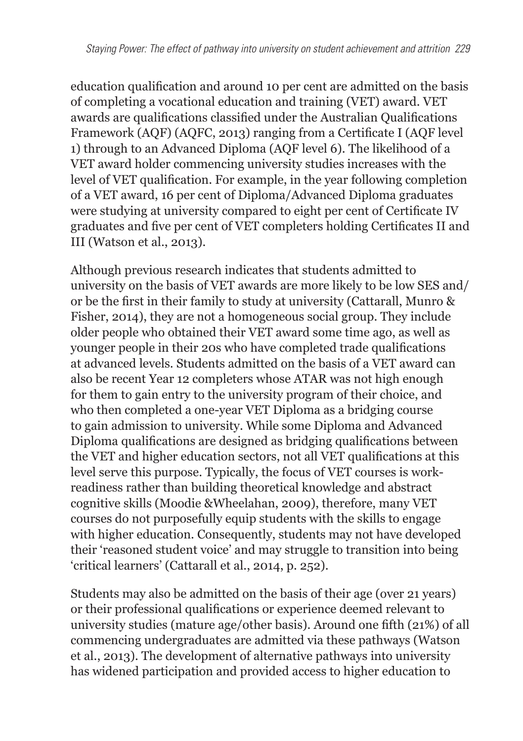education qualification and around 10 per cent are admitted on the basis of completing a vocational education and training (VET) award. VET awards are qualifications classified under the Australian Qualifications Framework (AQF) (AQFC, 2013) ranging from a Certificate I (AQF level 1) through to an Advanced Diploma (AQF level 6). The likelihood of a VET award holder commencing university studies increases with the level of VET qualification. For example, in the year following completion of a VET award, 16 per cent of Diploma/Advanced Diploma graduates were studying at university compared to eight per cent of Certificate IV graduates and five per cent of VET completers holding Certificates II and III (Watson et al., 2013).

Although previous research indicates that students admitted to university on the basis of VET awards are more likely to be low SES and/or be the first in their family to study at university (Cattarall, Munro & Fisher, 2014), they are not a homogeneous social group. They include older people who obtained their VET award some time ago, as well as younger people in their 20s who have completed trade qualifications at advanced levels. Students admitted on the basis of a VET award can also be recent Year 12 completers whose ATAR was not high enough for them to gain entry to the university program of their choice, and who then completed a one-year VET Diploma as a bridging course to gain admission to university. While some Diploma and Advanced Diploma qualifications are designed as bridging qualifications between the VET and higher education sectors, not all VET qualifications at this level serve this purpose. Typically, the focus of VET courses is work-readiness rather than building theoretical knowledge and abstract cognitive skills (Moodie &Wheelahan, 2009), therefore, many VET courses do not purposefully equip students with the skills to engage with higher education. Consequently, students may not have developed their 'reasoned student voice' and may struggle to transition into being 'critical learners' (Cattarall et al., 2014, p. 252).

Students may also be admitted on the basis of their age (over 21 years) or their professional qualifications or experience deemed relevant to university studies (mature age/other basis). Around one fifth (21%) of all commencing undergraduates are admitted via these pathways (Watson et al., 2013). The development of alternative pathways into university has widened participation and provided access to higher education to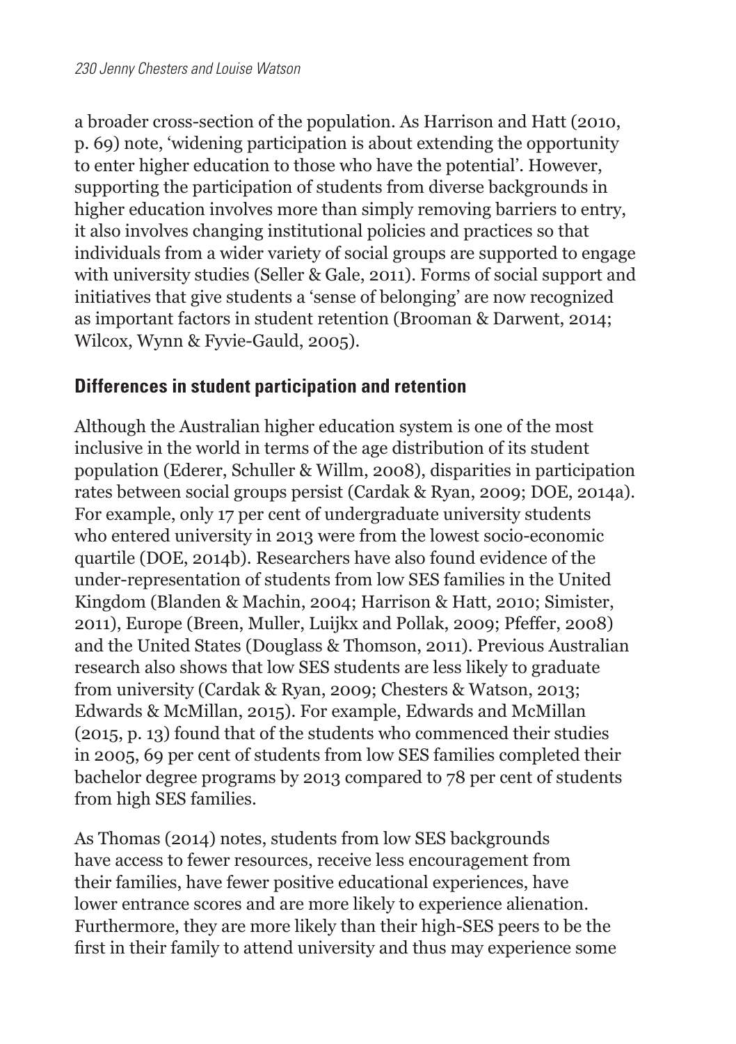a broader cross-section of the population. As Harrison and Hatt (2010, p. 69) note, 'widening participation is about extending the opportunity to enter higher education to those who have the potential'. However, supporting the participation of students from diverse backgrounds in higher education involves more than simply removing barriers to entry, it also involves changing institutional policies and practices so that individuals from a wider variety of social groups are supported to engage with university studies (Seller & Gale, 2011). Forms of social support and initiatives that give students a 'sense of belonging' are now recognized as important factors in student retention (Brooman & Darwent, 2014; Wilcox, Wynn & Fyvie-Gauld, 2005).

## Differences in student participation and retention

Although the Australian higher education system is one of the most inclusive in the world in terms of the age distribution of its student population (Ederer, Schuller & Willm, 2008), disparities in participation rates between social groups persist (Cardak & Ryan, 2009; DOE, 2014a). For example, only 17 per cent of undergraduate university students who entered university in 2013 were from the lowest socio-economic quartile (DOE, 2014b). Researchers have also found evidence of the under-representation of students from low SES families in the United Kingdom (Blanden & Machin, 2004; Harrison & Hatt, 2010; Simister, 2011), Europe (Breen, Muller, Luijkx and Pollak, 2009; Pfeffer, 2008) and the United States (Douglass & Thomson, 2011). Previous Australian research also shows that low SES students are less likely to graduate from university (Cardak & Ryan, 2009; Chesters & Watson, 2013; Edwards & McMillan, 2015). For example, Edwards and McMillan (2015, p. 13) found that of the students who commenced their studies in 2005, 69 per cent of students from low SES families completed their bachelor degree programs by 2013 compared to 78 per cent of students from high SES families.

As Thomas (2014) notes, students from low SES backgrounds have access to fewer resources, receive less encouragement from their families, have fewer positive educational experiences, have lower entrance scores and are more likely to experience alienation. Furthermore, they are more likely than their high-SES peers to be the first in their family to attend university and thus may experience some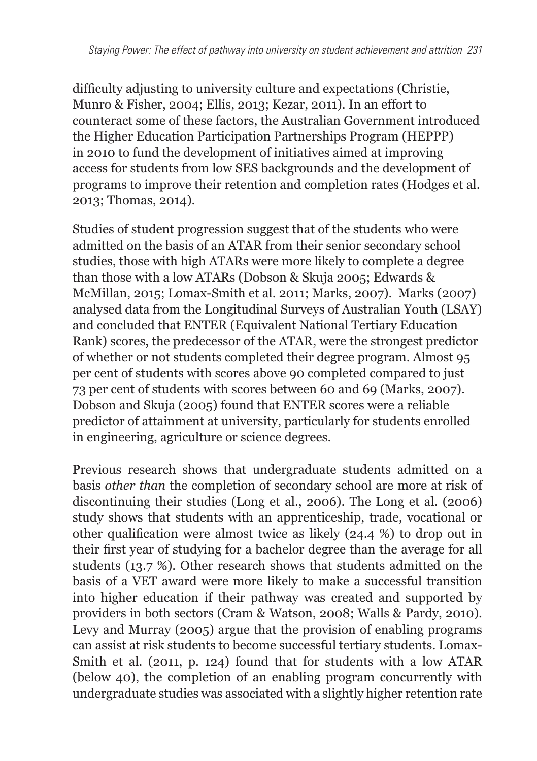difficulty adjusting to university culture and expectations (Christie, Munro & Fisher, 2004; Ellis, 2013; Kezar, 2011). In an effort to counteract some of these factors, the Australian Government introduced the Higher Education Participation Partnerships Program (HEPPP) in 2010 to fund the development of initiatives aimed at improving access for students from low SES backgrounds and the development of programs to improve their retention and completion rates (Hodges et al. 2013; Thomas, 2014).

Studies of student progression suggest that of the students who were admitted on the basis of an ATAR from their senior secondary school studies, those with high ATARs were more likely to complete a degree than those with a low ATARs (Dobson & Skuja 2005; Edwards & McMillan, 2015; Lomax-Smith et al. 2011; Marks, 2007). Marks (2007) analysed data from the Longitudinal Surveys of Australian Youth (LSAY) and concluded that ENTER (Equivalent National Tertiary Education Rank) scores, the predecessor of the ATAR, were the strongest predictor of whether or not students completed their degree program. Almost 95 per cent of students with scores above 90 completed compared to just 73 per cent of students with scores between 60 and 69 (Marks, 2007). Dobson and Skuja (2005) found that ENTER scores were a reliable predictor of attainment at university, particularly for students enrolled in engineering, agriculture or science degrees.

Previous research shows that undergraduate students admitted on a basis *other than* the completion of secondary school are more at risk of discontinuing their studies (Long et al., 2006). The Long et al. (2006) study shows that students with an apprenticeship, trade, vocational or other qualification were almost twice as likely (24.4 %) to drop out in their first year of studying for a bachelor degree than the average for all students (13.7 %). Other research shows that students admitted on the basis of a VET award were more likely to make a successful transition into higher education if their pathway was created and supported by providers in both sectors (Cram & Watson, 2008; Walls & Pardy, 2010). Levy and Murray (2005) argue that the provision of enabling programs can assist at risk students to become successful tertiary students. Lomax-Smith et al. (2011, p. 124) found that for students with a low ATAR (below 40), the completion of an enabling program concurrently with undergraduate studies was associated with a slightly higher retention rate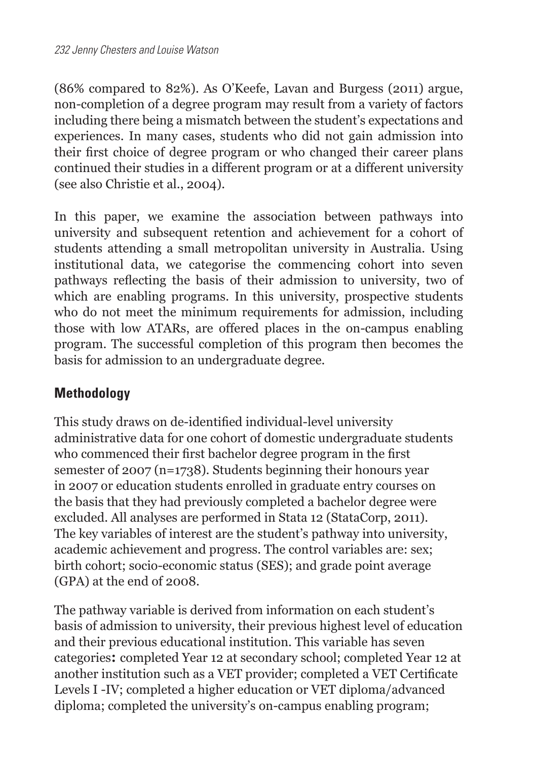(86% compared to 82%). As O'Keefe, Lavan and Burgess (2011) argue, non-completion of a degree program may result from a variety of factors including there being a mismatch between the student's expectations and experiences. In many cases, students who did not gain admission into their first choice of degree program or who changed their career plans continued their studies in a different program or at a different university (see also Christie et al., 2004).

In this paper, we examine the association between pathways into university and subsequent retention and achievement for a cohort of students attending a small metropolitan university in Australia. Using institutional data, we categorise the commencing cohort into seven pathways reflecting the basis of their admission to university, two of which are enabling programs. In this university, prospective students who do not meet the minimum requirements for admission, including those with low ATARs, are offered places in the on-campus enabling program. The successful completion of this program then becomes the basis for admission to an undergraduate degree.

## Methodology

This study draws on de-identified individual-level university administrative data for one cohort of domestic undergraduate students who commenced their first bachelor degree program in the first semester of 2007 (n=1738). Students beginning their honours year in 2007 or education students enrolled in graduate entry courses on the basis that they had previously completed a bachelor degree were excluded. All analyses are performed in Stata 12 (StataCorp, 2011). The key variables of interest are the student's pathway into university, academic achievement and progress. The control variables are: sex; birth cohort; socio-economic status (SES); and grade point average (GPA) at the end of 2008.

The pathway variable is derived from information on each student's basis of admission to university, their previous highest level of education and their previous educational institution. This variable has seven categories**:** completed Year 12 at secondary school; completed Year 12 at another institution such as a VET provider; completed a VET Certificate Levels I -IV; completed a higher education or VET diploma/advanced diploma; completed the university's on-campus enabling program;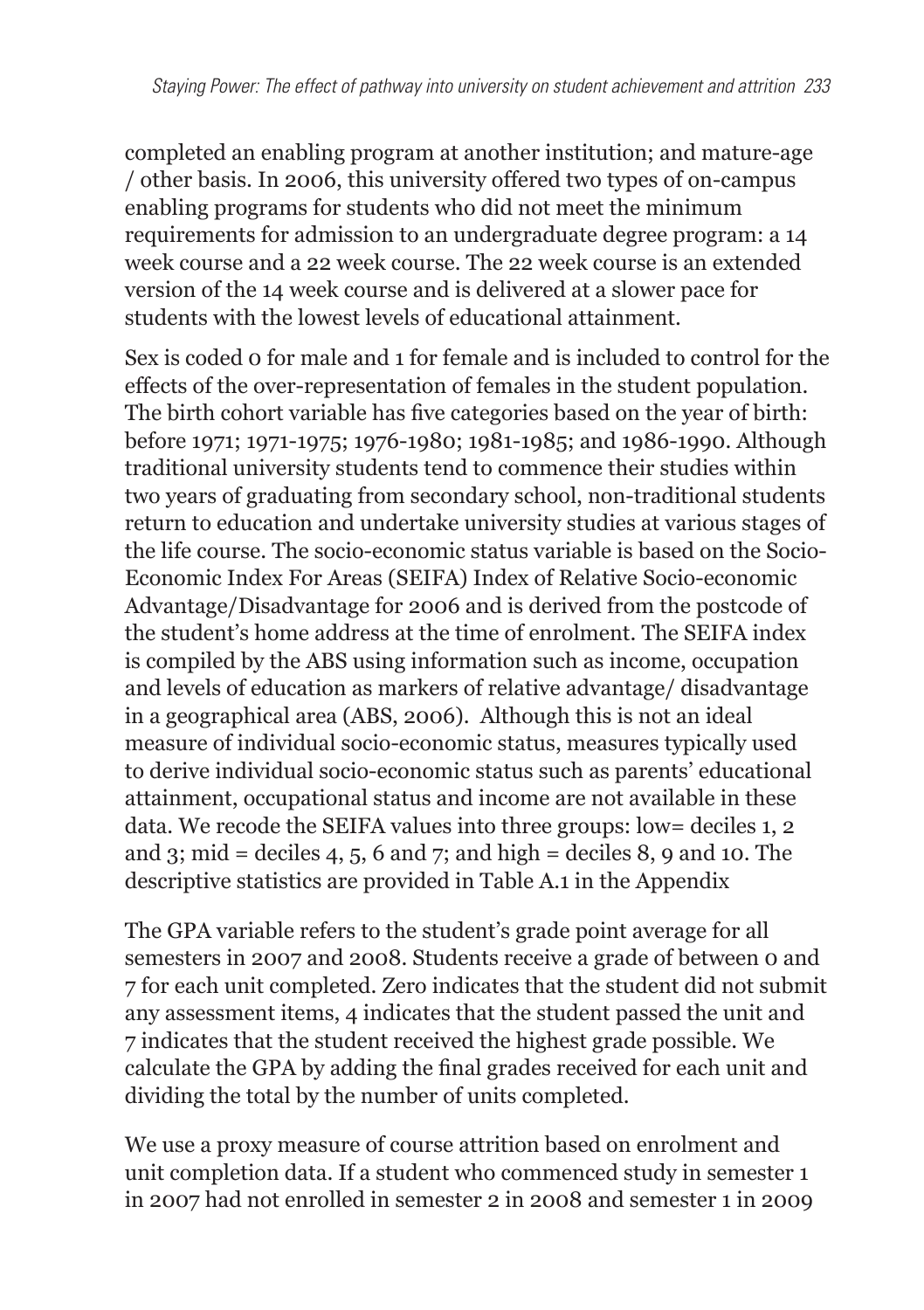completed an enabling program at another institution; and mature-age / other basis. In 2006, this university offered two types of on-campus enabling programs for students who did not meet the minimum requirements for admission to an undergraduate degree program: a 14 week course and a 22 week course. The 22 week course is an extended version of the 14 week course and is delivered at a slower pace for students with the lowest levels of educational attainment.

Sex is coded 0 for male and 1 for female and is included to control for the effects of the over-representation of females in the student population. The birth cohort variable has five categories based on the year of birth: before 1971; 1971-1975; 1976-1980; 1981-1985; and 1986-1990. Although traditional university students tend to commence their studies within two years of graduating from secondary school, non-traditional students return to education and undertake university studies at various stages of the life course. The socio-economic status variable is based on the Socio-Economic Index For Areas (SEIFA) Index of Relative Socio-economic Advantage/Disadvantage for 2006 and is derived from the postcode of the student's home address at the time of enrolment. The SEIFA index is compiled by the ABS using information such as income, occupation and levels of education as markers of relative advantage/ disadvantage in a geographical area (ABS, 2006). Although this is not an ideal measure of individual socio-economic status, measures typically used to derive individual socio-economic status such as parents' educational attainment, occupational status and income are not available in these data. We recode the SEIFA values into three groups: low= deciles 1, 2 and 3; mid = deciles 4, 5, 6 and 7; and high = deciles 8, 9 and 10. The descriptive statistics are provided in Table A.1 in the Appendix

The GPA variable refers to the student's grade point average for all semesters in 2007 and 2008. Students receive a grade of between 0 and 7 for each unit completed. Zero indicates that the student did not submit any assessment items, 4 indicates that the student passed the unit and 7 indicates that the student received the highest grade possible. We calculate the GPA by adding the final grades received for each unit and dividing the total by the number of units completed.

We use a proxy measure of course attrition based on enrolment and unit completion data. If a student who commenced study in semester 1 in 2007 had not enrolled in semester 2 in 2008 and semester 1 in 2009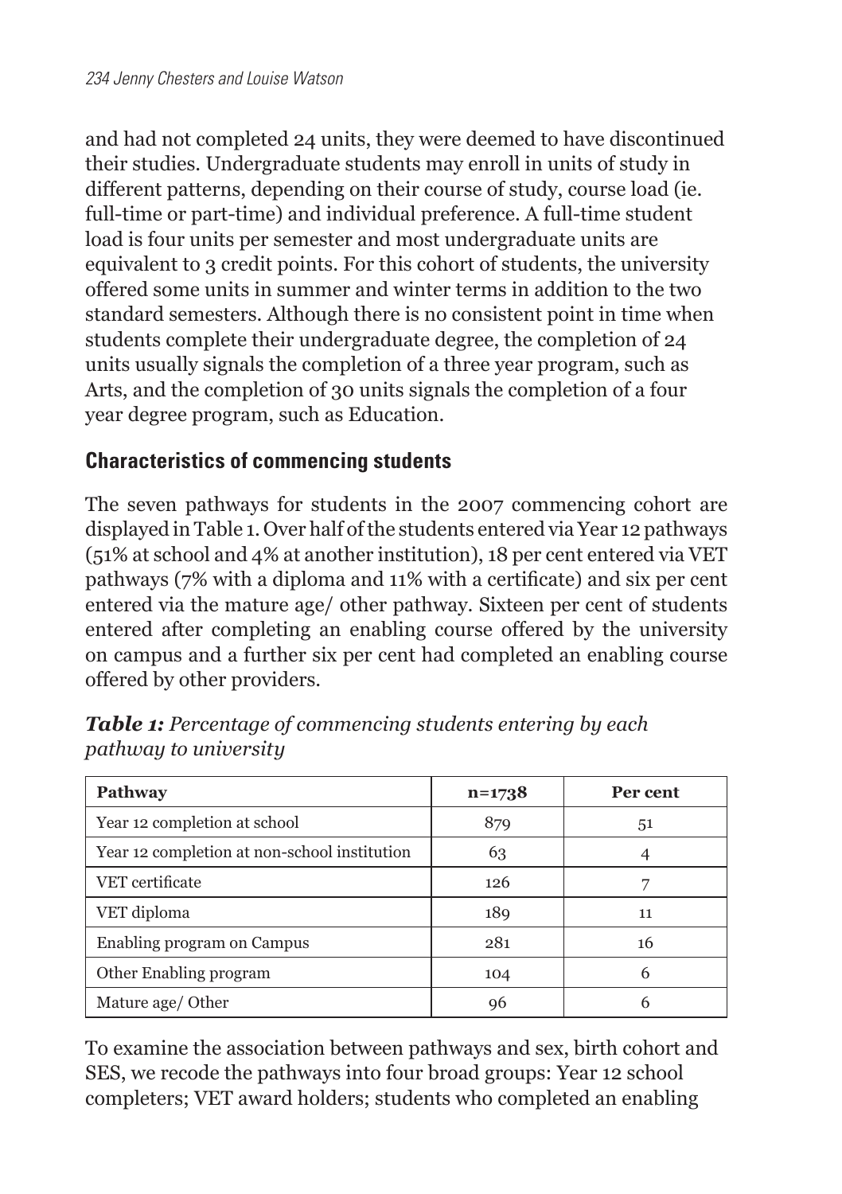and had not completed 24 units, they were deemed to have discontinued their studies. Undergraduate students may enroll in units of study in different patterns, depending on their course of study, course load (ie. full-time or part-time) and individual preference. A full-time student load is four units per semester and most undergraduate units are equivalent to 3 credit points. For this cohort of students, the university offered some units in summer and winter terms in addition to the two standard semesters. Although there is no consistent point in time when students complete their undergraduate degree, the completion of 24 units usually signals the completion of a three year program, such as Arts, and the completion of 30 units signals the completion of a four year degree program, such as Education.

## Characteristics of commencing students

The seven pathways for students in the 2007 commencing cohort are displayed in Table 1. Over half of the students entered via Year 12 pathways (51% at school and 4% at another institution), 18 per cent entered via VET pathways (7% with a diploma and 11% with a certificate) and six per cent entered via the mature age/ other pathway. Sixteen per cent of students entered after completing an enabling course offered by the university on campus and a further six per cent had completed an enabling course offered by other providers.

***Table 1:*** *Percentage of commencing students entering by each pathway to university*

| **Pathway** | **n=1738** | **Per cent** |
|---|---|---|
| Year 12 completion at school | 879 | 51 |
| Year 12 completion at non-school institution | 63 | 4 |
| VET certificate | 126 | 7 |
| VET diploma | 189 | 11 |
| Enabling program on Campus | 281 | 16 |
| Other Enabling program | 104 | 6 |
| Mature age/ Other | 96 | 6 |

To examine the association between pathways and sex, birth cohort and SES, we recode the pathways into four broad groups: Year 12 school completers; VET award holders; students who completed an enabling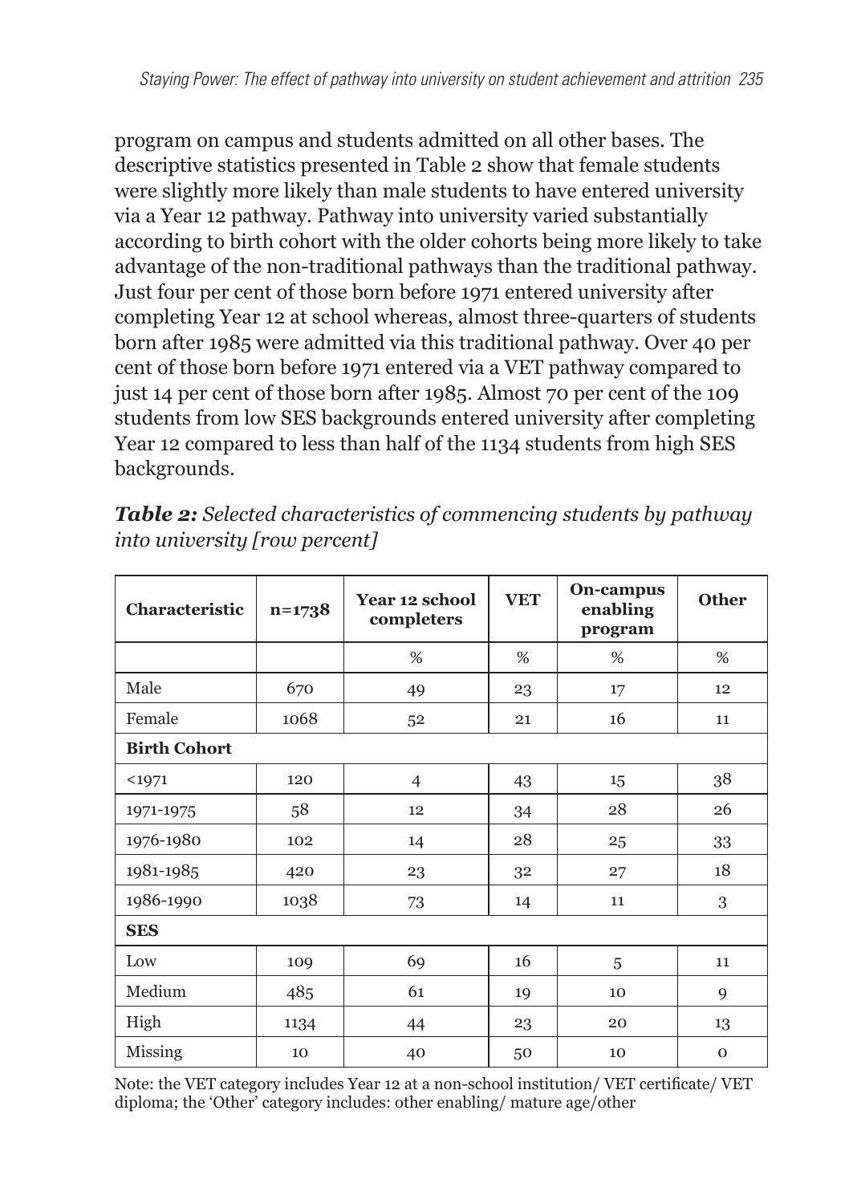program on campus and students admitted on all other bases. The descriptive statistics presented in Table 2 show that female students were slightly more likely than male students to have entered university via a Year 12 pathway. Pathway into university varied substantially according to birth cohort with the older cohorts being more likely to take advantage of the non-traditional pathways than the traditional pathway. Just four per cent of those born before 1971 entered university after completing Year 12 at school whereas, almost three-quarters of students born after 1985 were admitted via this traditional pathway. Over 40 per cent of those born before 1971 entered via a VET pathway compared to just 14 per cent of those born after 1985. Almost 70 per cent of the 109 students from low SES backgrounds entered university after completing Year 12 compared to less than half of the 1134 students from high SES backgrounds.

***Table 2:*** *Selected characteristics of commencing students by pathway into university [row percent]*

| Characteristic | n=1738 | Year 12 school completers | VET | On-campus enabling program | Other |
|---|---|---|---|---|---|
| | | % | % | % | % |
| Male | 670 | 49 | 23 | 17 | 12 |
| Female | 1068 | 52 | 21 | 16 | 11 |
| **Birth Cohort** | | | | | |
| <1971 | 120 | 4 | 43 | 15 | 38 |
| 1971-1975 | 58 | 12 | 34 | 28 | 26 |
| 1976-1980 | 102 | 14 | 28 | 25 | 33 |
| 1981-1985 | 420 | 23 | 32 | 27 | 18 |
| 1986-1990 | 1038 | 73 | 14 | 11 | 3 |
| **SES** | | | | | |
| Low | 109 | 69 | 16 | 5 | 11 |
| Medium | 485 | 61 | 19 | 10 | 9 |
| High | 1134 | 44 | 23 | 20 | 13 |
| Missing | 10 | 40 | 50 | 10 | 0 |

Note: the VET category includes Year 12 at a non-school institution/ VET certificate/ VET diploma; the 'Other' category includes: other enabling/ mature age/other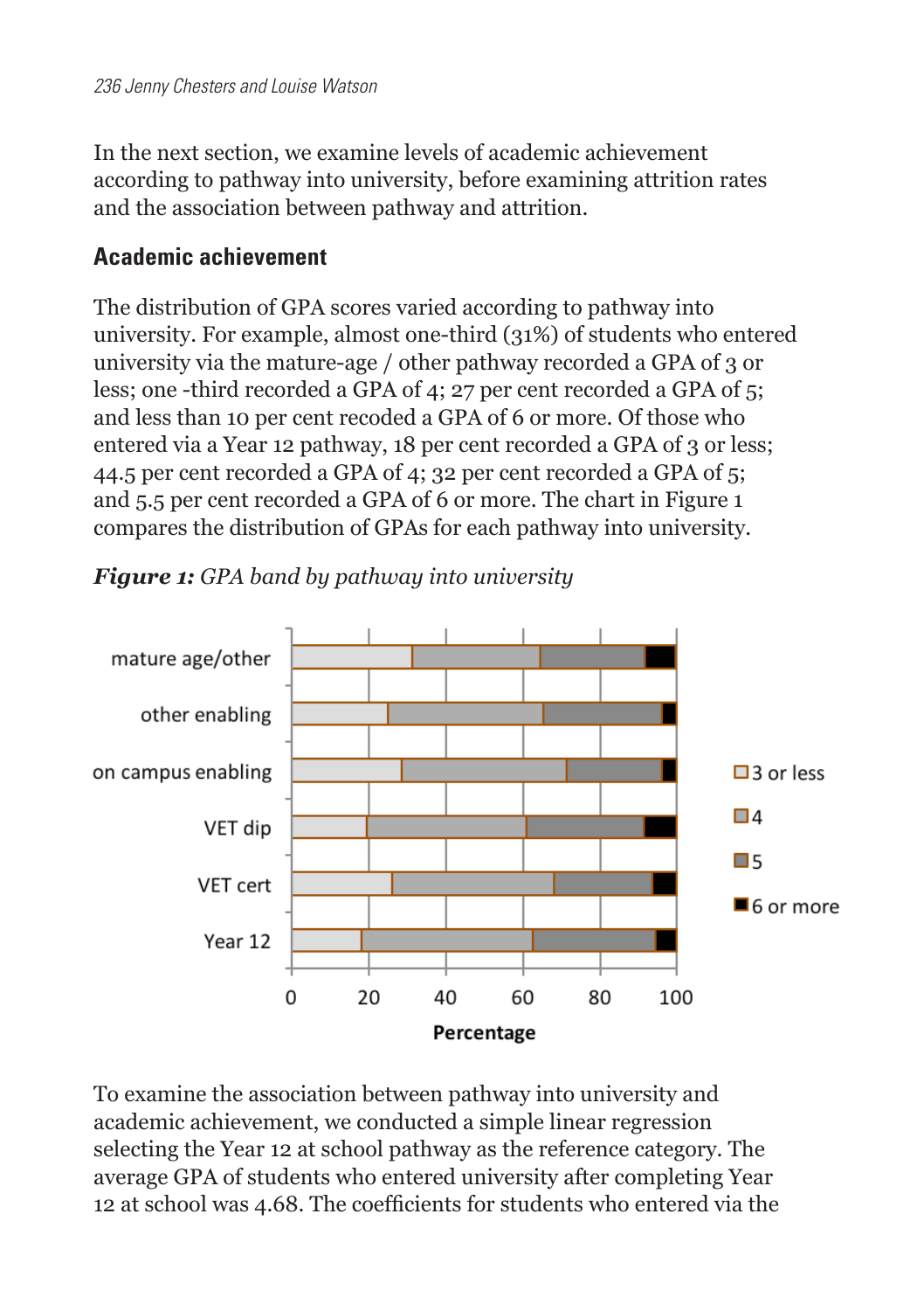In the next section, we examine levels of academic achievement according to pathway into university, before examining attrition rates and the association between pathway and attrition.

## Academic achievement

The distribution of GPA scores varied according to pathway into university. For example, almost one-third (31%) of students who entered university via the mature-age / other pathway recorded a GPA of 3 or less; one -third recorded a GPA of 4; 27 per cent recorded a GPA of 5; and less than 10 per cent recoded a GPA of 6 or more. Of those who entered via a Year 12 pathway, 18 per cent recorded a GPA of 3 or less; 44.5 per cent recorded a GPA of 4; 32 per cent recorded a GPA of 5; and 5.5 per cent recorded a GPA of 6 or more. The chart in Figure 1 compares the distribution of GPAs for each pathway into university.

***Figure 1:*** *GPA band by pathway into university*

To examine the association between pathway into university and academic achievement, we conducted a simple linear regression selecting the Year 12 at school pathway as the reference category. The average GPA of students who entered university after completing Year 12 at school was 4.68. The coefficients for students who entered via the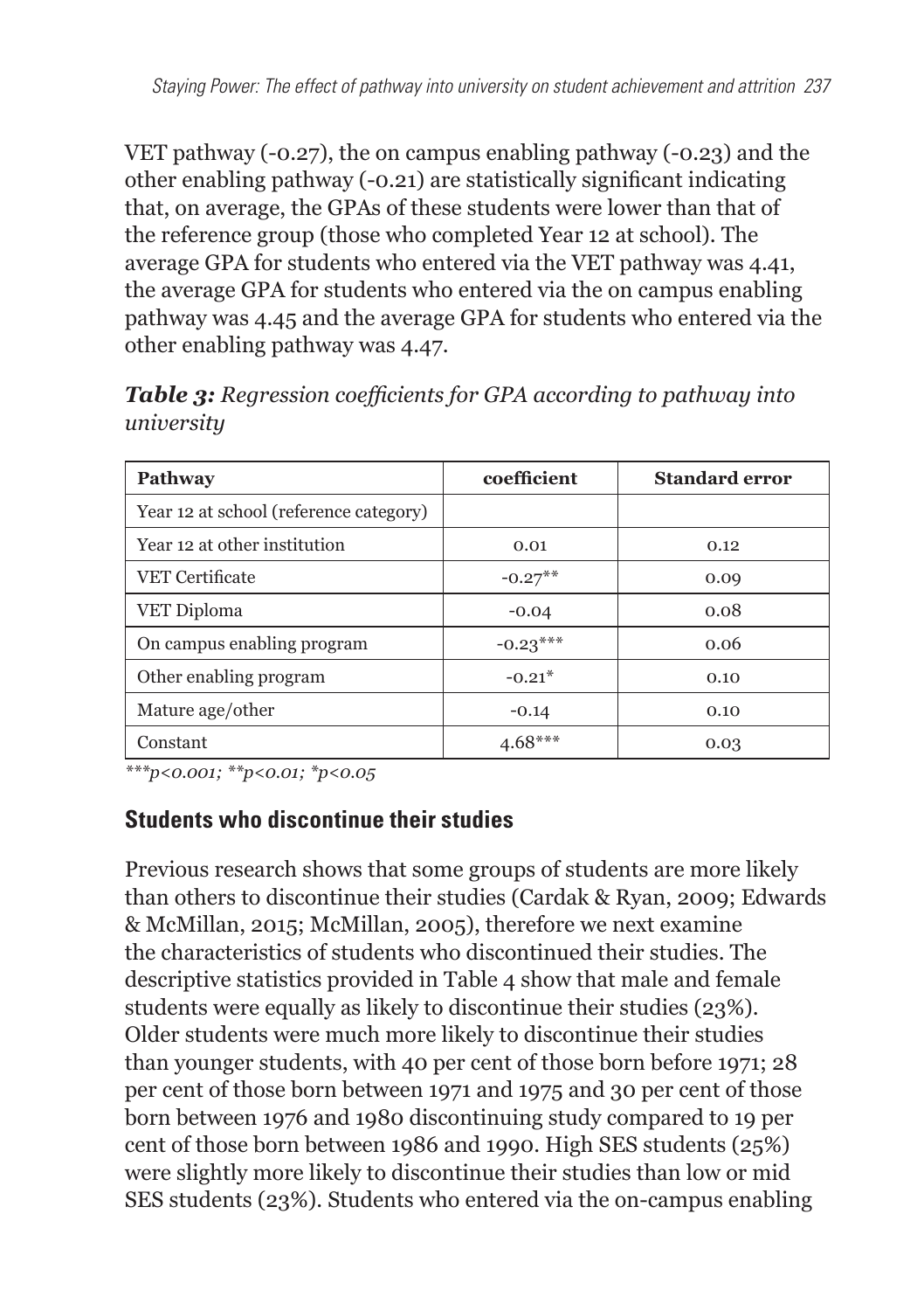VET pathway (-0.27), the on campus enabling pathway (-0.23) and the other enabling pathway (-0.21) are statistically significant indicating that, on average, the GPAs of these students were lower than that of the reference group (those who completed Year 12 at school). The average GPA for students who entered via the VET pathway was 4.41, the average GPA for students who entered via the on campus enabling pathway was 4.45 and the average GPA for students who entered via the other enabling pathway was 4.47.

***Table 3:*** *Regression coefficients for GPA according to pathway into university*

| Pathway | coefficient | Standard error |
|---|---|---|
| Year 12 at school (reference category) | | |
| Year 12 at other institution | 0.01 | 0.12 |
| VET Certificate | -0.27** | 0.09 |
| VET Diploma | -0.04 | 0.08 |
| On campus enabling program | -0.23*** | 0.06 |
| Other enabling program | -0.21* | 0.10 |
| Mature age/other | -0.14 | 0.10 |
| Constant | 4.68*** | 0.03 |

****p<0.001; **p<0.01; *p<0.05*

## Students who discontinue their studies

Previous research shows that some groups of students are more likely than others to discontinue their studies (Cardak & Ryan, 2009; Edwards & McMillan, 2015; McMillan, 2005), therefore we next examine the characteristics of students who discontinued their studies. The descriptive statistics provided in Table 4 show that male and female students were equally as likely to discontinue their studies (23%). Older students were much more likely to discontinue their studies than younger students, with 40 per cent of those born before 1971; 28 per cent of those born between 1971 and 1975 and 30 per cent of those born between 1976 and 1980 discontinuing study compared to 19 per cent of those born between 1986 and 1990. High SES students (25%) were slightly more likely to discontinue their studies than low or mid SES students (23%). Students who entered via the on-campus enabling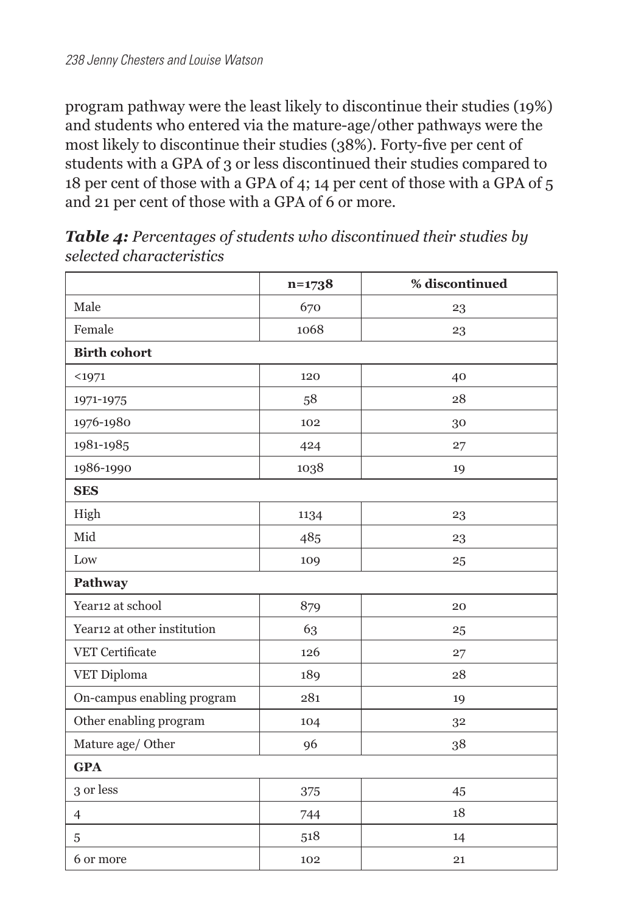program pathway were the least likely to discontinue their studies (19%) and students who entered via the mature-age/other pathways were the most likely to discontinue their studies (38%). Forty-five per cent of students with a GPA of 3 or less discontinued their studies compared to 18 per cent of those with a GPA of 4; 14 per cent of those with a GPA of 5 and 21 per cent of those with a GPA of 6 or more.

***Table 4:*** *Percentages of students who discontinued their studies by selected characteristics*

| | n=1738 | % discontinued |
|---|---|---|
| Male | 670 | 23 |
| Female | 1068 | 23 |
| **Birth cohort** | | |
| <1971 | 120 | 40 |
| 1971-1975 | 58 | 28 |
| 1976-1980 | 102 | 30 |
| 1981-1985 | 424 | 27 |
| 1986-1990 | 1038 | 19 |
| **SES** | | |
| High | 1134 | 23 |
| Mid | 485 | 23 |
| Low | 109 | 25 |
| **Pathway** | | |
| Year12 at school | 879 | 20 |
| Year12 at other institution | 63 | 25 |
| VET Certificate | 126 | 27 |
| VET Diploma | 189 | 28 |
| On-campus enabling program | 281 | 19 |
| Other enabling program | 104 | 32 |
| Mature age/ Other | 96 | 38 |
| **GPA** | | |
| 3 or less | 375 | 45 |
| 4 | 744 | 18 |
| 5 | 518 | 14 |
| 6 or more | 102 | 21 |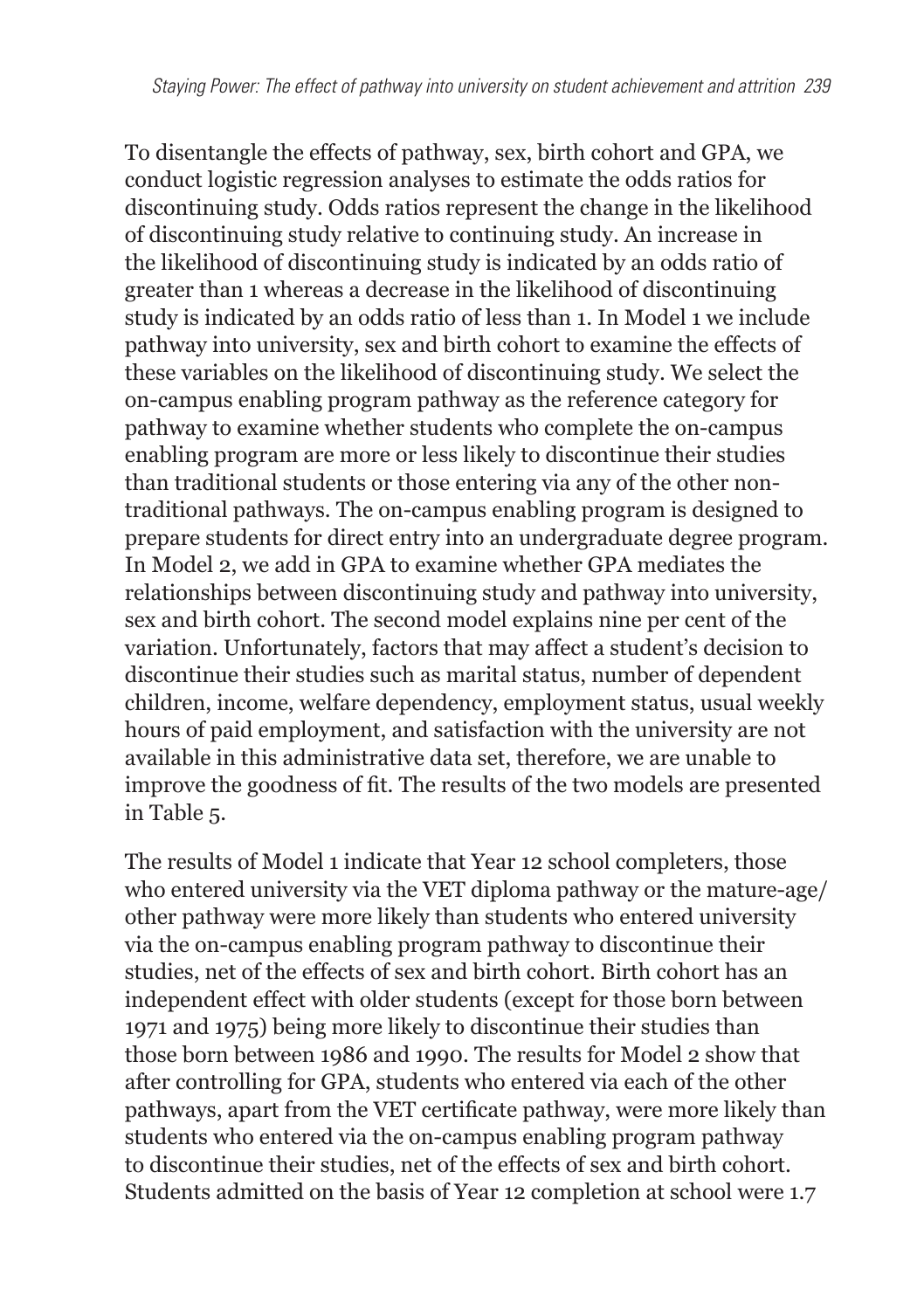To disentangle the effects of pathway, sex, birth cohort and GPA, we conduct logistic regression analyses to estimate the odds ratios for discontinuing study. Odds ratios represent the change in the likelihood of discontinuing study relative to continuing study. An increase in the likelihood of discontinuing study is indicated by an odds ratio of greater than 1 whereas a decrease in the likelihood of discontinuing study is indicated by an odds ratio of less than 1. In Model 1 we include pathway into university, sex and birth cohort to examine the effects of these variables on the likelihood of discontinuing study. We select the on-campus enabling program pathway as the reference category for pathway to examine whether students who complete the on-campus enabling program are more or less likely to discontinue their studies than traditional students or those entering via any of the other non-traditional pathways. The on-campus enabling program is designed to prepare students for direct entry into an undergraduate degree program. In Model 2, we add in GPA to examine whether GPA mediates the relationships between discontinuing study and pathway into university, sex and birth cohort. The second model explains nine per cent of the variation. Unfortunately, factors that may affect a student's decision to discontinue their studies such as marital status, number of dependent children, income, welfare dependency, employment status, usual weekly hours of paid employment, and satisfaction with the university are not available in this administrative data set, therefore, we are unable to improve the goodness of fit. The results of the two models are presented in Table 5.

The results of Model 1 indicate that Year 12 school completers, those who entered university via the VET diploma pathway or the mature-age/other pathway were more likely than students who entered university via the on-campus enabling program pathway to discontinue their studies, net of the effects of sex and birth cohort. Birth cohort has an independent effect with older students (except for those born between 1971 and 1975) being more likely to discontinue their studies than those born between 1986 and 1990. The results for Model 2 show that after controlling for GPA, students who entered via each of the other pathways, apart from the VET certificate pathway, were more likely than students who entered via the on-campus enabling program pathway to discontinue their studies, net of the effects of sex and birth cohort. Students admitted on the basis of Year 12 completion at school were 1.7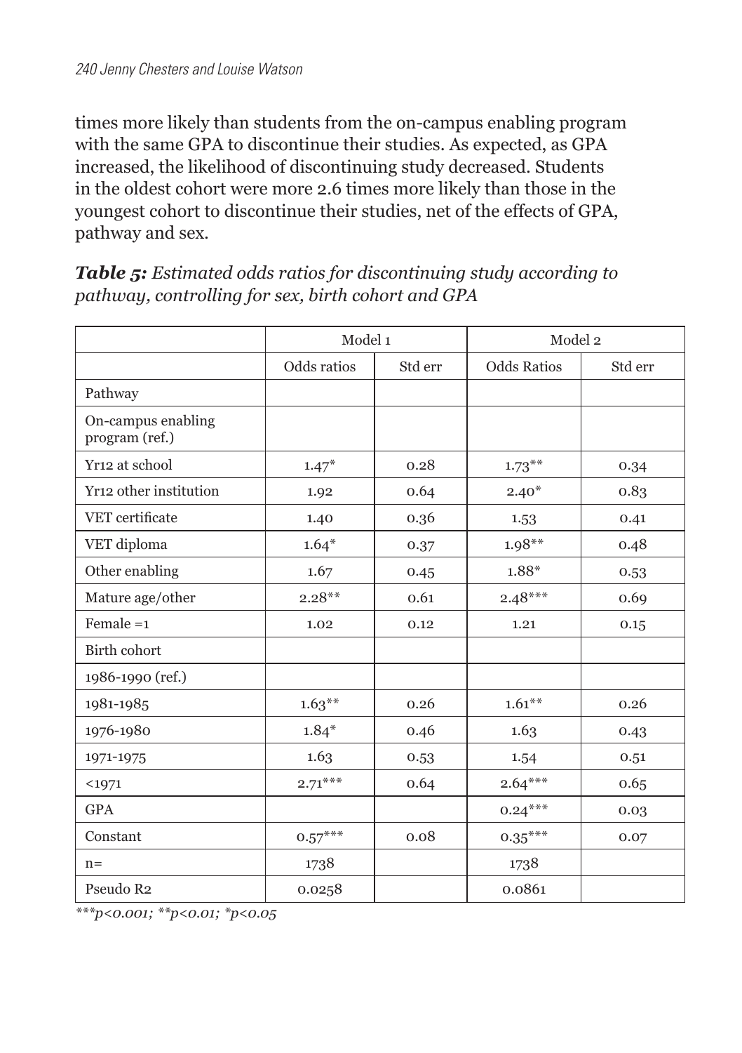times more likely than students from the on-campus enabling program with the same GPA to discontinue their studies. As expected, as GPA increased, the likelihood of discontinuing study decreased. Students in the oldest cohort were more 2.6 times more likely than those in the youngest cohort to discontinue their studies, net of the effects of GPA, pathway and sex.

***Table 5:*** *Estimated odds ratios for discontinuing study according to pathway, controlling for sex, birth cohort and GPA*

| | Model 1 | | Model 2 | |
|---|---|---|---|---|
| | Odds ratios | Std err | Odds Ratios | Std err |
| Pathway | | | | |
| On-campus enabling program (ref.) | | | | |
| Yr12 at school | 1.47* | 0.28 | 1.73** | 0.34 |
| Yr12 other institution | 1.92 | 0.64 | 2.40* | 0.83 |
| VET certificate | 1.40 | 0.36 | 1.53 | 0.41 |
| VET diploma | 1.64* | 0.37 | 1.98** | 0.48 |
| Other enabling | 1.67 | 0.45 | 1.88* | 0.53 |
| Mature age/other | 2.28** | 0.61 | 2.48*** | 0.69 |
| Female =1 | 1.02 | 0.12 | 1.21 | 0.15 |
| Birth cohort | | | | |
| 1986-1990 (ref.) | | | | |
| 1981-1985 | 1.63** | 0.26 | 1.61** | 0.26 |
| 1976-1980 | 1.84* | 0.46 | 1.63 | 0.43 |
| 1971-1975 | 1.63 | 0.53 | 1.54 | 0.51 |
| <1971 | 2.71*** | 0.64 | 2.64*** | 0.65 |
| GPA | | | 0.24*** | 0.03 |
| Constant | 0.57*** | 0.08 | 0.35*** | 0.07 |
| n= | 1738 | | 1738 | |
| Pseudo R2 | 0.0258 | | 0.0861 | |

*\*\*\*p<0.001; \*\*p<0.01; \*p<0.05*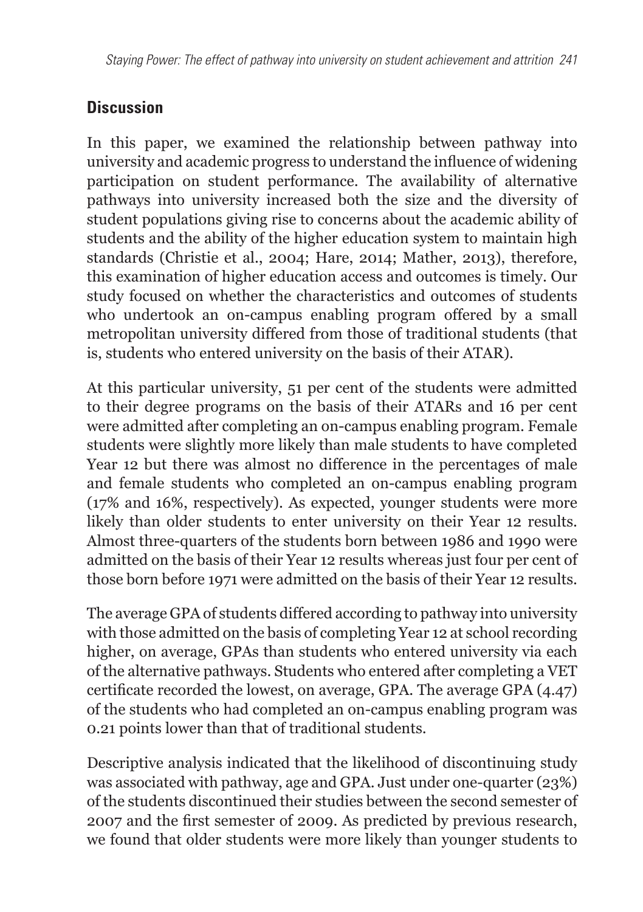## Discussion

In this paper, we examined the relationship between pathway into university and academic progress to understand the influence of widening participation on student performance. The availability of alternative pathways into university increased both the size and the diversity of student populations giving rise to concerns about the academic ability of students and the ability of the higher education system to maintain high standards (Christie et al., 2004; Hare, 2014; Mather, 2013), therefore, this examination of higher education access and outcomes is timely. Our study focused on whether the characteristics and outcomes of students who undertook an on-campus enabling program offered by a small metropolitan university differed from those of traditional students (that is, students who entered university on the basis of their ATAR).

At this particular university, 51 per cent of the students were admitted to their degree programs on the basis of their ATARs and 16 per cent were admitted after completing an on-campus enabling program. Female students were slightly more likely than male students to have completed Year 12 but there was almost no difference in the percentages of male and female students who completed an on-campus enabling program (17% and 16%, respectively). As expected, younger students were more likely than older students to enter university on their Year 12 results. Almost three-quarters of the students born between 1986 and 1990 were admitted on the basis of their Year 12 results whereas just four per cent of those born before 1971 were admitted on the basis of their Year 12 results.

The average GPA of students differed according to pathway into university with those admitted on the basis of completing Year 12 at school recording higher, on average, GPAs than students who entered university via each of the alternative pathways. Students who entered after completing a VET certificate recorded the lowest, on average, GPA. The average GPA (4.47) of the students who had completed an on-campus enabling program was 0.21 points lower than that of traditional students.

Descriptive analysis indicated that the likelihood of discontinuing study was associated with pathway, age and GPA. Just under one-quarter (23%) of the students discontinued their studies between the second semester of 2007 and the first semester of 2009. As predicted by previous research, we found that older students were more likely than younger students to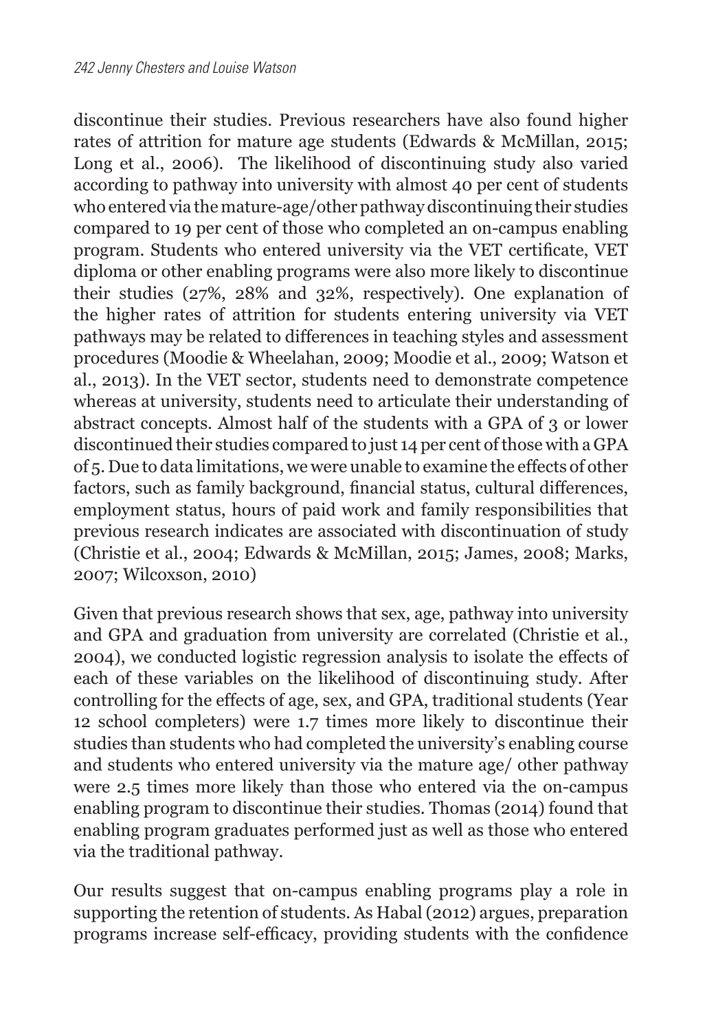discontinue their studies. Previous researchers have also found higher rates of attrition for mature age students (Edwards & McMillan, 2015; Long et al., 2006). The likelihood of discontinuing study also varied according to pathway into university with almost 40 per cent of students who entered via the mature-age/other pathway discontinuing their studies compared to 19 per cent of those who completed an on-campus enabling program. Students who entered university via the VET certificate, VET diploma or other enabling programs were also more likely to discontinue their studies (27%, 28% and 32%, respectively). One explanation of the higher rates of attrition for students entering university via VET pathways may be related to differences in teaching styles and assessment procedures (Moodie & Wheelahan, 2009; Moodie et al., 2009; Watson et al., 2013). In the VET sector, students need to demonstrate competence whereas at university, students need to articulate their understanding of abstract concepts. Almost half of the students with a GPA of 3 or lower discontinued their studies compared to just 14 per cent of those with a GPA of 5. Due to data limitations, we were unable to examine the effects of other factors, such as family background, financial status, cultural differences, employment status, hours of paid work and family responsibilities that previous research indicates are associated with discontinuation of study (Christie et al., 2004; Edwards & McMillan, 2015; James, 2008; Marks, 2007; Wilcoxson, 2010)

Given that previous research shows that sex, age, pathway into university and GPA and graduation from university are correlated (Christie et al., 2004), we conducted logistic regression analysis to isolate the effects of each of these variables on the likelihood of discontinuing study. After controlling for the effects of age, sex, and GPA, traditional students (Year 12 school completers) were 1.7 times more likely to discontinue their studies than students who had completed the university's enabling course and students who entered university via the mature age/ other pathway were 2.5 times more likely than those who entered via the on-campus enabling program to discontinue their studies. Thomas (2014) found that enabling program graduates performed just as well as those who entered via the traditional pathway.

Our results suggest that on-campus enabling programs play a role in supporting the retention of students. As Habal (2012) argues, preparation programs increase self-efficacy, providing students with the confidence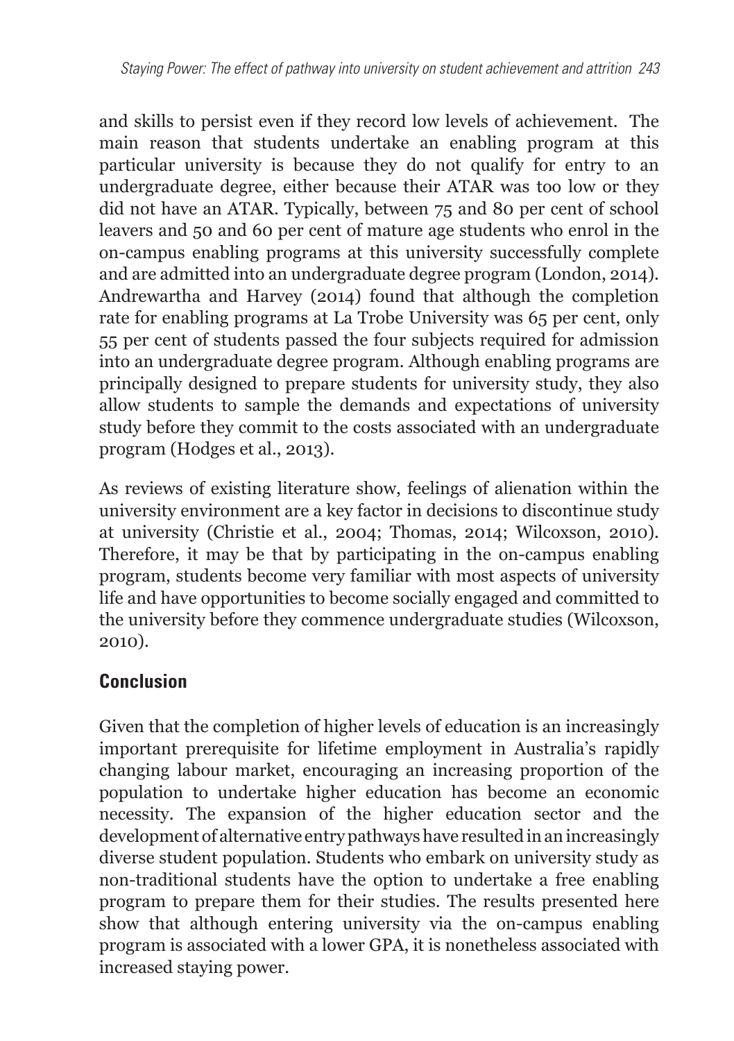and skills to persist even if they record low levels of achievement. The main reason that students undertake an enabling program at this particular university is because they do not qualify for entry to an undergraduate degree, either because their ATAR was too low or they did not have an ATAR. Typically, between 75 and 80 per cent of school leavers and 50 and 60 per cent of mature age students who enrol in the on-campus enabling programs at this university successfully complete and are admitted into an undergraduate degree program (London, 2014). Andrewartha and Harvey (2014) found that although the completion rate for enabling programs at La Trobe University was 65 per cent, only 55 per cent of students passed the four subjects required for admission into an undergraduate degree program. Although enabling programs are principally designed to prepare students for university study, they also allow students to sample the demands and expectations of university study before they commit to the costs associated with an undergraduate program (Hodges et al., 2013).

As reviews of existing literature show, feelings of alienation within the university environment are a key factor in decisions to discontinue study at university (Christie et al., 2004; Thomas, 2014; Wilcoxson, 2010). Therefore, it may be that by participating in the on-campus enabling program, students become very familiar with most aspects of university life and have opportunities to become socially engaged and committed to the university before they commence undergraduate studies (Wilcoxson, 2010).

## Conclusion

Given that the completion of higher levels of education is an increasingly important prerequisite for lifetime employment in Australia's rapidly changing labour market, encouraging an increasing proportion of the population to undertake higher education has become an economic necessity. The expansion of the higher education sector and the development of alternative entry pathways have resulted in an increasingly diverse student population. Students who embark on university study as non-traditional students have the option to undertake a free enabling program to prepare them for their studies. The results presented here show that although entering university via the on-campus enabling program is associated with a lower GPA, it is nonetheless associated with increased staying power.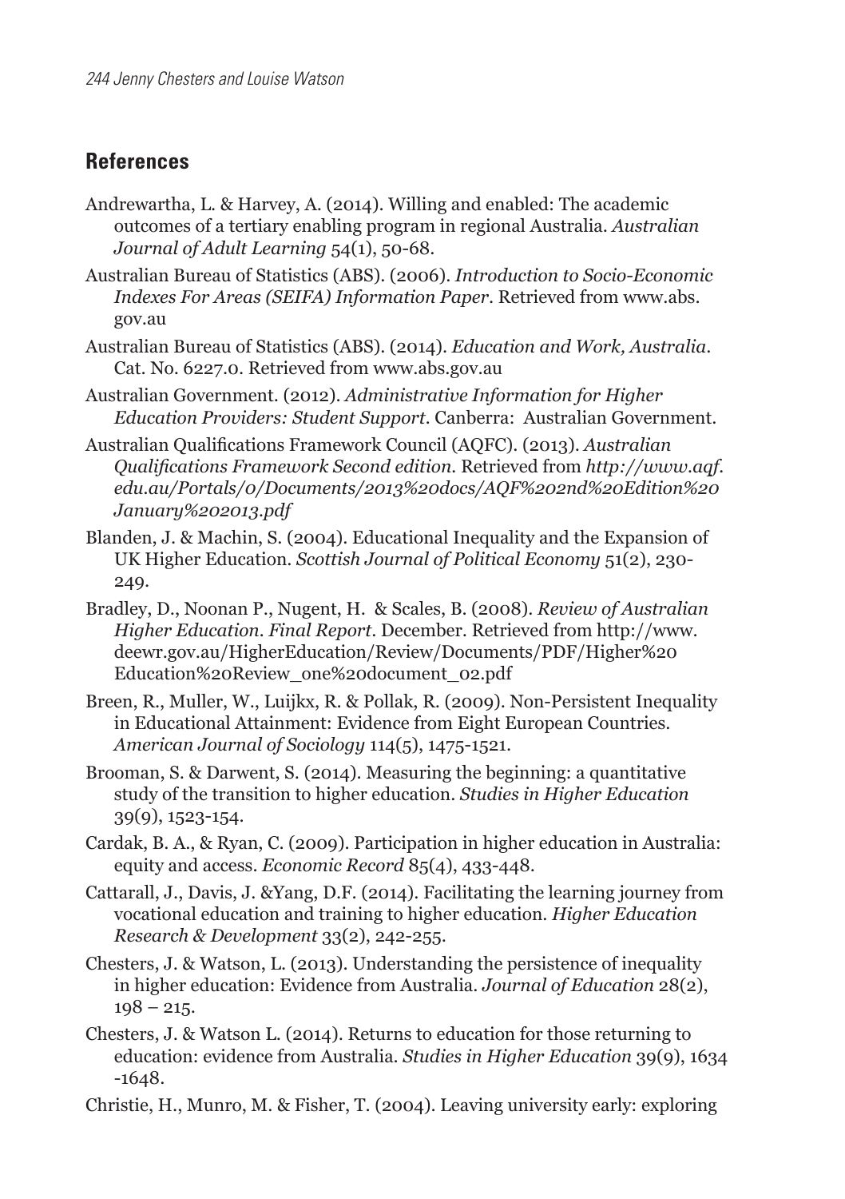## References

Andrewartha, L. & Harvey, A. (2014). Willing and enabled: The academic outcomes of a tertiary enabling program in regional Australia. *Australian Journal of Adult Learning* 54(1), 50-68.

Australian Bureau of Statistics (ABS). (2006). *Introduction to Socio-Economic Indexes For Areas (SEIFA) Information Paper*. Retrieved from www.abs.gov.au

Australian Bureau of Statistics (ABS). (2014). *Education and Work, Australia*. Cat. No. 6227.0. Retrieved from www.abs.gov.au

Australian Government. (2012). *Administrative Information for Higher Education Providers: Student Support*. Canberra: Australian Government.

Australian Qualifications Framework Council (AQFC). (2013). *Australian Qualifications Framework Second edition*. Retrieved from *http://www.aqf.edu.au/Portals/0/Documents/2013%20docs/AQF%202nd%20Edition%20January%202013.pdf*

Blanden, J. & Machin, S. (2004). Educational Inequality and the Expansion of UK Higher Education. *Scottish Journal of Political Economy* 51(2), 230-249.

Bradley, D., Noonan P., Nugent, H. & Scales, B. (2008). *Review of Australian Higher Education. Final Report*. December. Retrieved from http://www.deewr.gov.au/HigherEducation/Review/Documents/PDF/Higher%20Education%20Review_one%20document_02.pdf

Breen, R., Muller, W., Luijkx, R. & Pollak, R. (2009). Non-Persistent Inequality in Educational Attainment: Evidence from Eight European Countries. *American Journal of Sociology* 114(5), 1475-1521.

Brooman, S. & Darwent, S. (2014). Measuring the beginning: a quantitative study of the transition to higher education. *Studies in Higher Education* 39(9), 1523-154.

Cardak, B. A., & Ryan, C. (2009). Participation in higher education in Australia: equity and access. *Economic Record* 85(4), 433-448.

Cattarall, J., Davis, J. &Yang, D.F. (2014). Facilitating the learning journey from vocational education and training to higher education. *Higher Education Research & Development* 33(2), 242-255.

Chesters, J. & Watson, L. (2013). Understanding the persistence of inequality in higher education: Evidence from Australia. *Journal of Education* 28(2), 198 – 215.

Chesters, J. & Watson L. (2014). Returns to education for those returning to education: evidence from Australia. *Studies in Higher Education* 39(9), 1634 -1648.

Christie, H., Munro, M. & Fisher, T. (2004). Leaving university early: exploring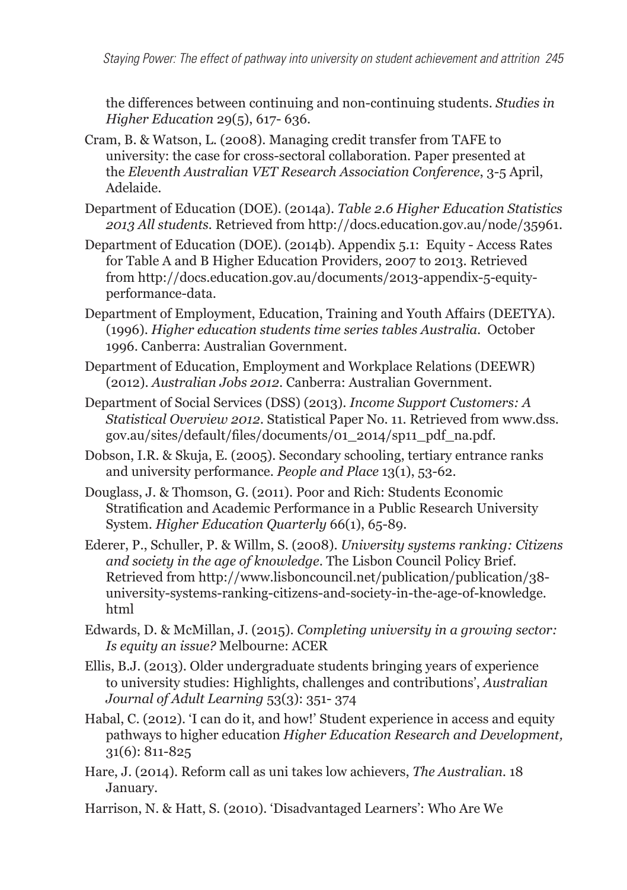the differences between continuing and non-continuing students. *Studies in Higher Education* 29(5), 617- 636.

Cram, B. & Watson, L. (2008). Managing credit transfer from TAFE to university: the case for cross-sectoral collaboration. Paper presented at the *Eleventh Australian VET Research Association Conference*, 3-5 April, Adelaide.

Department of Education (DOE). (2014a). *Table 2.6 Higher Education Statistics 2013 All students.* Retrieved from http://docs.education.gov.au/node/35961.

Department of Education (DOE). (2014b). Appendix 5.1: Equity - Access Rates for Table A and B Higher Education Providers, 2007 to 2013. Retrieved from http://docs.education.gov.au/documents/2013-appendix-5-equity-performance-data.

Department of Employment, Education, Training and Youth Affairs (DEETYA). (1996). *Higher education students time series tables Australia.* October 1996. Canberra: Australian Government.

Department of Education, Employment and Workplace Relations (DEEWR) (2012). *Australian Jobs 2012*. Canberra: Australian Government.

Department of Social Services (DSS) (2013). *Income Support Customers: A Statistical Overview 2012*. Statistical Paper No. 11. Retrieved from www.dss.gov.au/sites/default/files/documents/01_2014/sp11_pdf_na.pdf.

Dobson, I.R. & Skuja, E. (2005). Secondary schooling, tertiary entrance ranks and university performance. *People and Place* 13(1), 53-62.

Douglass, J. & Thomson, G. (2011). Poor and Rich: Students Economic Stratification and Academic Performance in a Public Research University System. *Higher Education Quarterly* 66(1), 65-89.

Ederer, P., Schuller, P. & Willm, S. (2008). *University systems ranking: Citizens and society in the age of knowledge*. The Lisbon Council Policy Brief. Retrieved from http://www.lisboncouncil.net/publication/publication/38-university-systems-ranking-citizens-and-society-in-the-age-of-knowledge.html

Edwards, D. & McMillan, J. (2015). *Completing university in a growing sector: Is equity an issue?* Melbourne: ACER

Ellis, B.J. (2013). Older undergraduate students bringing years of experience to university studies: Highlights, challenges and contributions', *Australian Journal of Adult Learning* 53(3): 351- 374

Habal, C. (2012). 'I can do it, and how!' Student experience in access and equity pathways to higher education *Higher Education Research and Development,* 31(6): 811-825

Hare, J. (2014). Reform call as uni takes low achievers, *The Australian*. 18 January.

Harrison, N. & Hatt, S. (2010). 'Disadvantaged Learners': Who Are We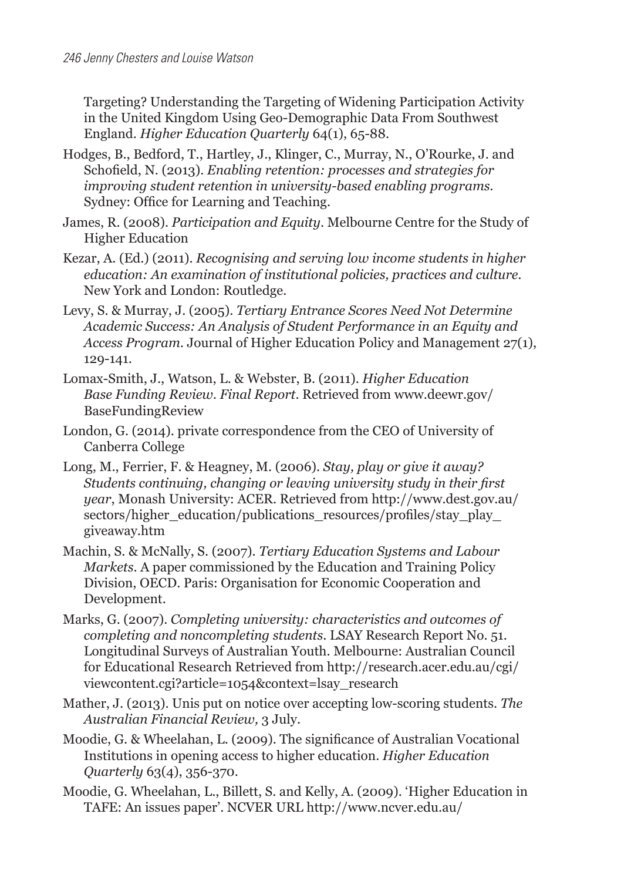Targeting? Understanding the Targeting of Widening Participation Activity in the United Kingdom Using Geo-Demographic Data From Southwest England. *Higher Education Quarterly* 64(1), 65-88.

Hodges, B., Bedford, T., Hartley, J., Klinger, C., Murray, N., O'Rourke, J. and Schofield, N. (2013). *Enabling retention: processes and strategies for improving student retention in university-based enabling programs.* Sydney: Office for Learning and Teaching.

James, R. (2008). *Participation and Equity*. Melbourne Centre for the Study of Higher Education

Kezar, A. (Ed.) (2011). *Recognising and serving low income students in higher education: An examination of institutional policies, practices and culture.* New York and London: Routledge.

Levy, S. & Murray, J. (2005). *Tertiary Entrance Scores Need Not Determine Academic Success: An Analysis of Student Performance in an Equity and Access Program.* Journal of Higher Education Policy and Management 27(1), 129-141.

Lomax-Smith, J., Watson, L. & Webster, B. (2011). *Higher Education Base Funding Review. Final Report.* Retrieved from www.deewr.gov/BaseFundingReview

London, G. (2014). private correspondence from the CEO of University of Canberra College

Long, M., Ferrier, F. & Heagney, M. (2006). *Stay, play or give it away? Students continuing, changing or leaving university study in their first year*, Monash University: ACER. Retrieved from http://www.dest.gov.au/sectors/higher_education/publications_resources/profiles/stay_play_giveaway.htm

Machin, S. & McNally, S. (2007). *Tertiary Education Systems and Labour Markets.* A paper commissioned by the Education and Training Policy Division, OECD. Paris: Organisation for Economic Cooperation and Development.

Marks, G. (2007). *Completing university: characteristics and outcomes of completing and noncompleting students.* LSAY Research Report No. 51. Longitudinal Surveys of Australian Youth. Melbourne: Australian Council for Educational Research Retrieved from http://research.acer.edu.au/cgi/viewcontent.cgi?article=1054&context=lsay_research

Mather, J. (2013). Unis put on notice over accepting low-scoring students. *The Australian Financial Review,* 3 July.

Moodie, G. & Wheelahan, L. (2009). The significance of Australian Vocational Institutions in opening access to higher education. *Higher Education Quarterly* 63(4), 356-370.

Moodie, G. Wheelahan, L., Billett, S. and Kelly, A. (2009). 'Higher Education in TAFE: An issues paper'. NCVER URL http://www.ncver.edu.au/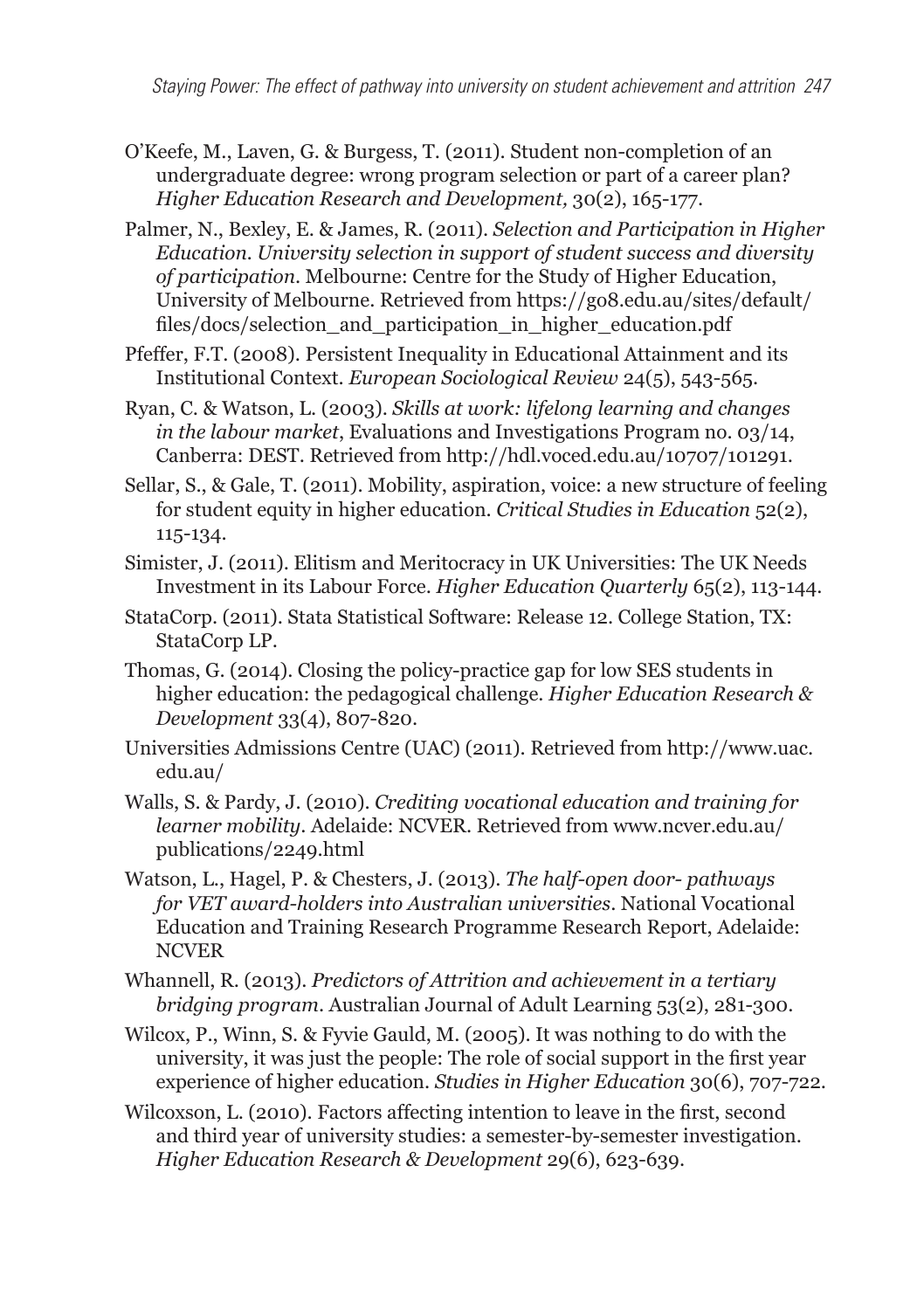O'Keefe, M., Laven, G. & Burgess, T. (2011). Student non-completion of an undergraduate degree: wrong program selection or part of a career plan? *Higher Education Research and Development,* 30(2), 165-177.

Palmer, N., Bexley, E. & James, R. (2011). *Selection and Participation in Higher Education. University selection in support of student success and diversity of participation.* Melbourne: Centre for the Study of Higher Education, University of Melbourne. Retrieved from https://go8.edu.au/sites/default/files/docs/selection_and_participation_in_higher_education.pdf

Pfeffer, F.T. (2008). Persistent Inequality in Educational Attainment and its Institutional Context. *European Sociological Review* 24(5), 543-565.

Ryan, C. & Watson, L. (2003). *Skills at work: lifelong learning and changes in the labour market*, Evaluations and Investigations Program no. 03/14, Canberra: DEST. Retrieved from http://hdl.voced.edu.au/10707/101291.

Sellar, S., & Gale, T. (2011). Mobility, aspiration, voice: a new structure of feeling for student equity in higher education. *Critical Studies in Education* 52(2), 115-134.

Simister, J. (2011). Elitism and Meritocracy in UK Universities: The UK Needs Investment in its Labour Force. *Higher Education Quarterly* 65(2), 113-144.

StataCorp. (2011). Stata Statistical Software: Release 12. College Station, TX: StataCorp LP.

Thomas, G. (2014). Closing the policy-practice gap for low SES students in higher education: the pedagogical challenge. *Higher Education Research & Development* 33(4), 807-820.

Universities Admissions Centre (UAC) (2011). Retrieved from http://www.uac.edu.au/

Walls, S. & Pardy, J. (2010). *Crediting vocational education and training for learner mobility*. Adelaide: NCVER. Retrieved from www.ncver.edu.au/publications/2249.html

Watson, L., Hagel, P. & Chesters, J. (2013). *The half-open door- pathways for VET award-holders into Australian universities*. National Vocational Education and Training Research Programme Research Report, Adelaide: NCVER

Whannell, R. (2013). *Predictors of Attrition and achievement in a tertiary bridging program*. Australian Journal of Adult Learning 53(2), 281-300.

Wilcox, P., Winn, S. & Fyvie Gauld, M. (2005). It was nothing to do with the university, it was just the people: The role of social support in the first year experience of higher education. *Studies in Higher Education* 30(6), 707-722.

Wilcoxson, L. (2010). Factors affecting intention to leave in the first, second and third year of university studies: a semester-by-semester investigation. *Higher Education Research & Development* 29(6), 623-639.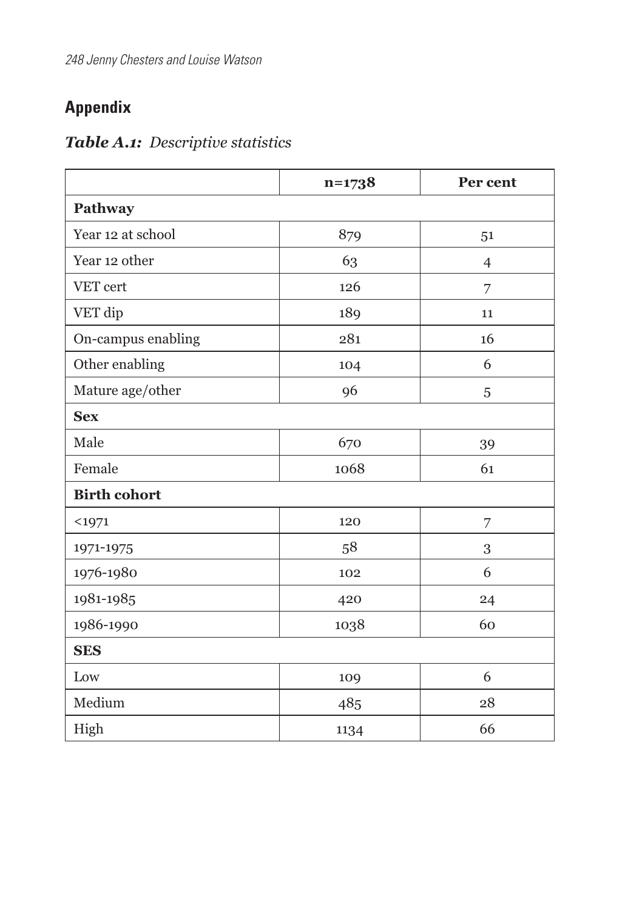## Appendix

***Table A.1:** Descriptive statistics*

| | n=1738 | Per cent |
|---|---|---|
| **Pathway** | | |
| Year 12 at school | 879 | 51 |
| Year 12 other | 63 | 4 |
| VET cert | 126 | 7 |
| VET dip | 189 | 11 |
| On-campus enabling | 281 | 16 |
| Other enabling | 104 | 6 |
| Mature age/other | 96 | 5 |
| **Sex** | | |
| Male | 670 | 39 |
| Female | 1068 | 61 |
| **Birth cohort** | | |
| <1971 | 120 | 7 |
| 1971-1975 | 58 | 3 |
| 1976-1980 | 102 | 6 |
| 1981-1985 | 420 | 24 |
| 1986-1990 | 1038 | 60 |
| **SES** | | |
| Low | 109 | 6 |
| Medium | 485 | 28 |
| High | 1134 | 66 |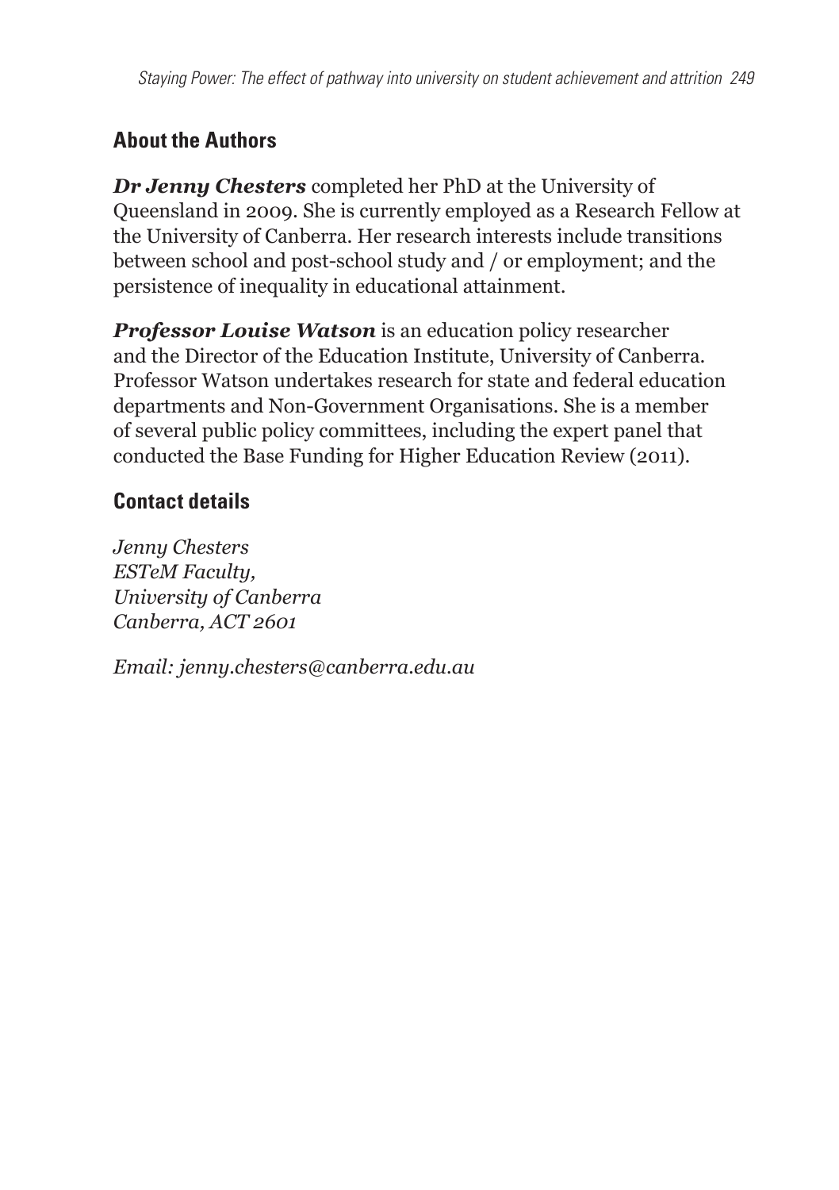## About the Authors

***Dr Jenny Chesters*** completed her PhD at the University of Queensland in 2009. She is currently employed as a Research Fellow at the University of Canberra. Her research interests include transitions between school and post-school study and / or employment; and the persistence of inequality in educational attainment.

***Professor Louise Watson*** is an education policy researcher and the Director of the Education Institute, University of Canberra. Professor Watson undertakes research for state and federal education departments and Non-Government Organisations. She is a member of several public policy committees, including the expert panel that conducted the Base Funding for Higher Education Review (2011).

## Contact details

*Jenny Chesters*
*ESTeM Faculty,*
*University of Canberra*
*Canberra, ACT 2601*

*Email: jenny.chesters@canberra.edu.au*